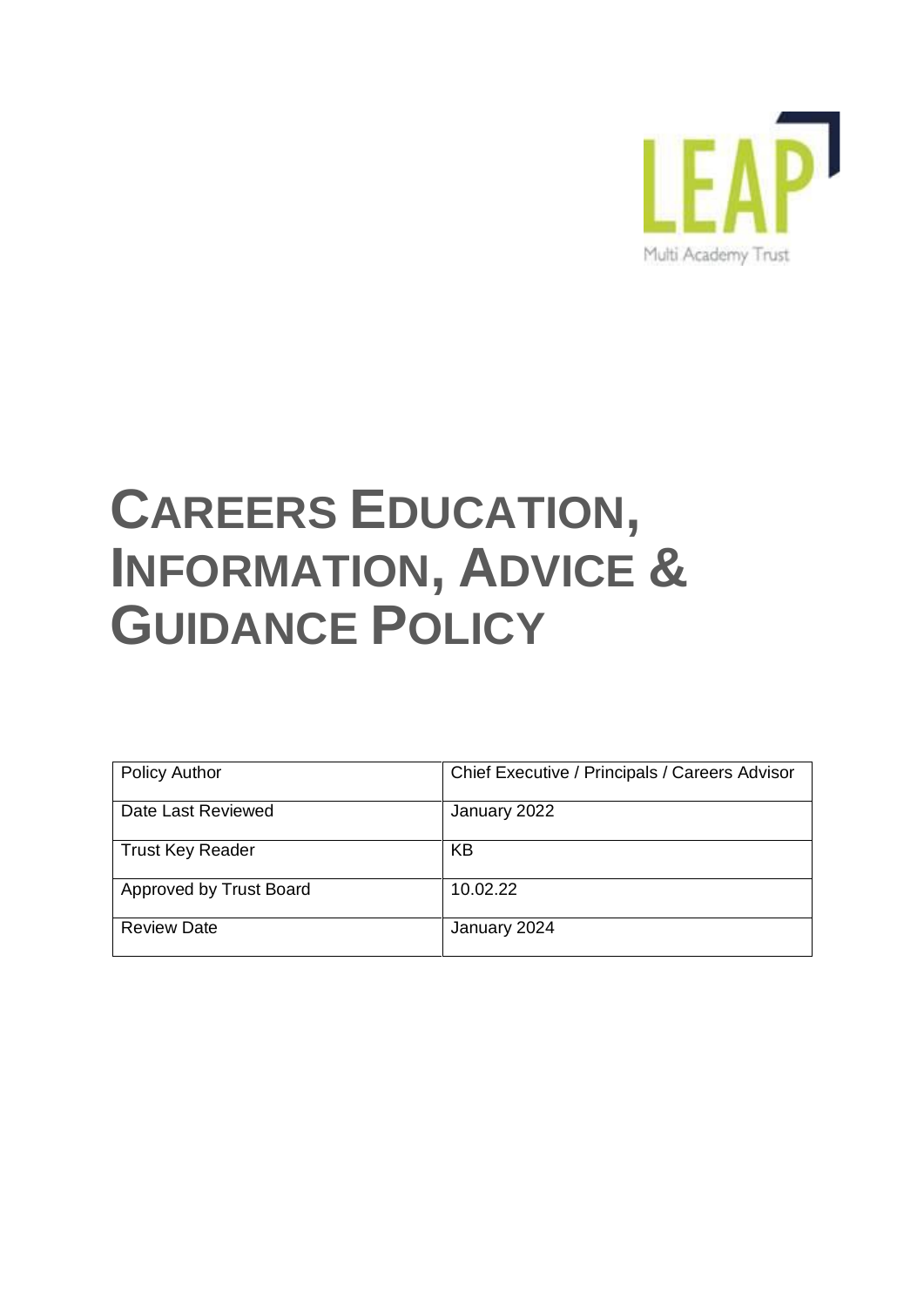LEAP

Multi Academy Trust

# CAREERS EDUCATION, INFORMATION, ADVICE & GUIDANCE POLICY

| Policy Author | Chief Executive / Principals / Careers Advisor |
|---|---|
| Date Last Reviewed | January 2022 |
| Trust Key Reader | KB |
| Approved by Trust Board | 10.02.22 |
| Review Date | January 2024 |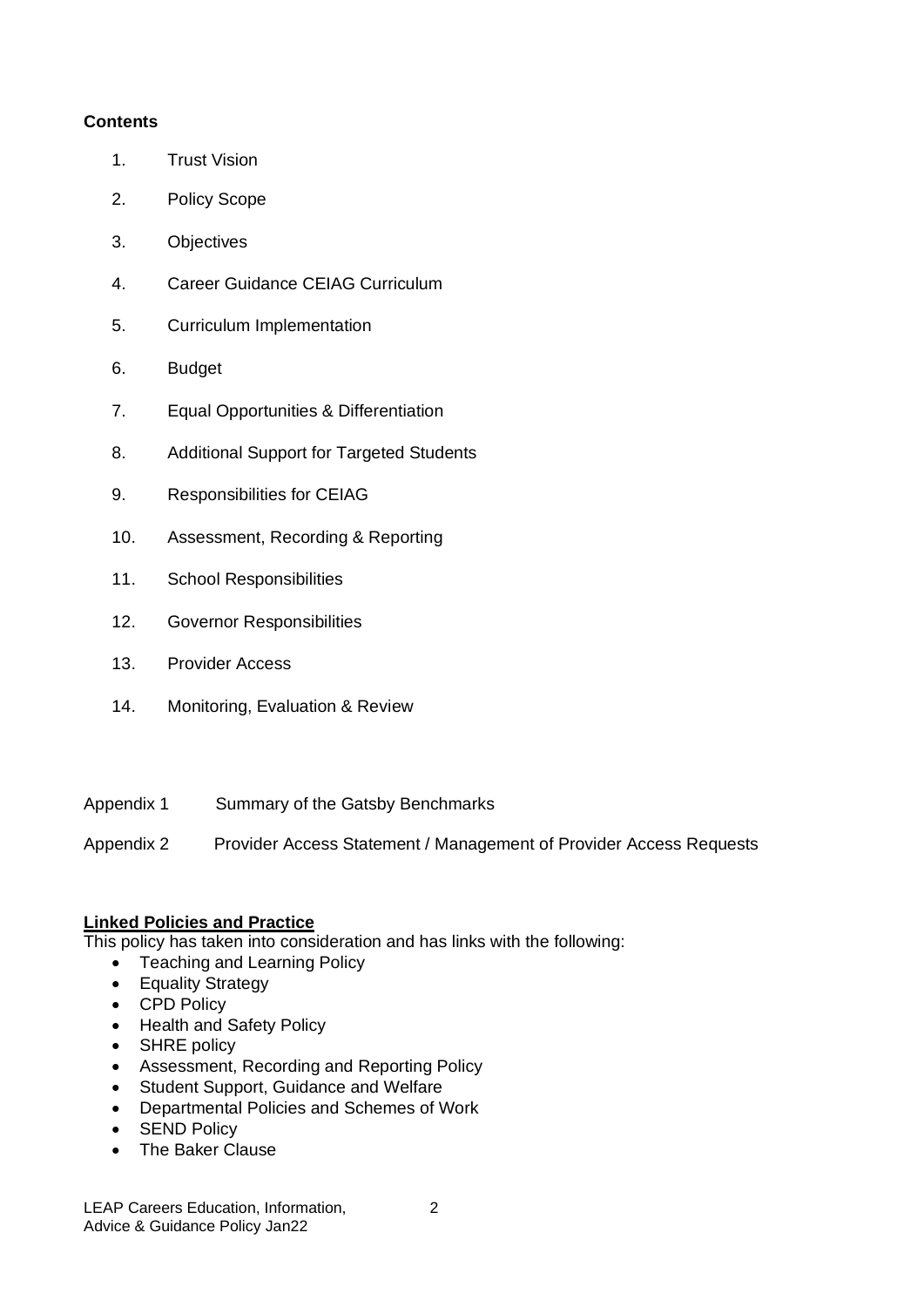**Contents**

1. Trust Vision
2. Policy Scope
3. Objectives
4. Career Guidance CEIAG Curriculum
5. Curriculum Implementation
6. Budget
7. Equal Opportunities & Differentiation
8. Additional Support for Targeted Students
9. Responsibilities for CEIAG
10. Assessment, Recording & Reporting
11. School Responsibilities
12. Governor Responsibilities
13. Provider Access
14. Monitoring, Evaluation & Review

Appendix 1 Summary of the Gatsby Benchmarks

Appendix 2 Provider Access Statement / Management of Provider Access Requests

**Linked Policies and Practice**

This policy has taken into consideration and has links with the following:

- Teaching and Learning Policy
- Equality Strategy
- CPD Policy
- Health and Safety Policy
- SHRE policy
- Assessment, Recording and Reporting Policy
- Student Support, Guidance and Welfare
- Departmental Policies and Schemes of Work
- SEND Policy
- The Baker Clause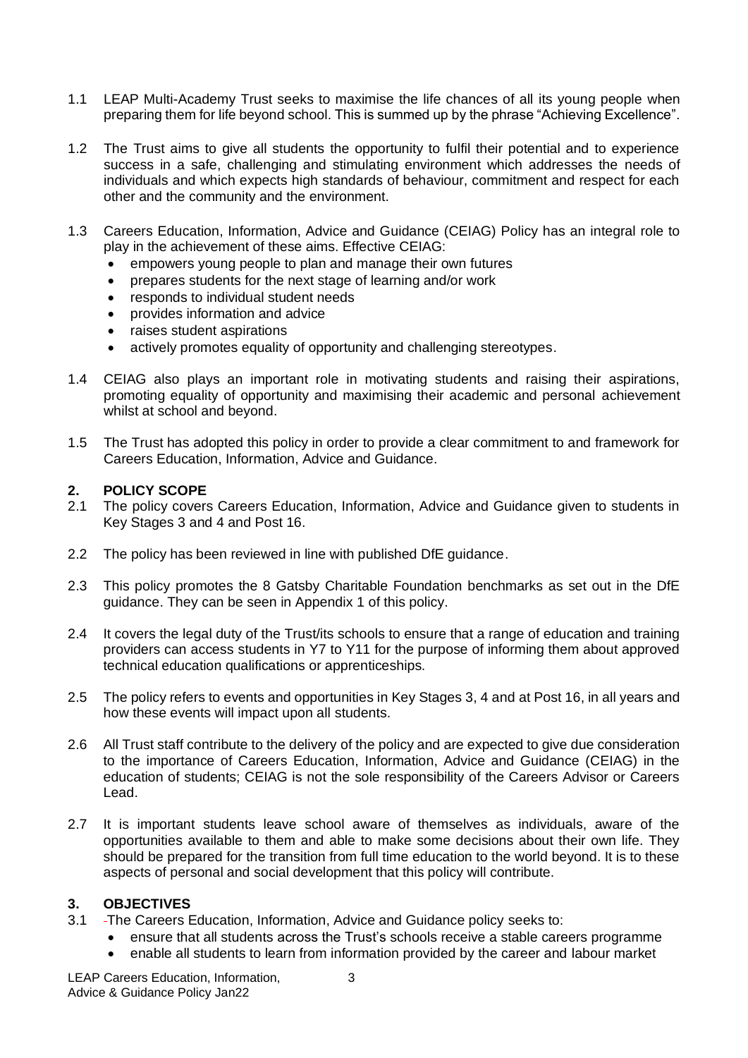1.1 LEAP Multi-Academy Trust seeks to maximise the life chances of all its young people when preparing them for life beyond school. This is summed up by the phrase "Achieving Excellence".

1.2 The Trust aims to give all students the opportunity to fulfil their potential and to experience success in a safe, challenging and stimulating environment which addresses the needs of individuals and which expects high standards of behaviour, commitment and respect for each other and the community and the environment.

1.3 Careers Education, Information, Advice and Guidance (CEIAG) Policy has an integral role to play in the achievement of these aims. Effective CEIAG:

- empowers young people to plan and manage their own futures
- prepares students for the next stage of learning and/or work
- responds to individual student needs
- provides information and advice
- raises student aspirations
- actively promotes equality of opportunity and challenging stereotypes.

1.4 CEIAG also plays an important role in motivating students and raising their aspirations, promoting equality of opportunity and maximising their academic and personal achievement whilst at school and beyond.

1.5 The Trust has adopted this policy in order to provide a clear commitment to and framework for Careers Education, Information, Advice and Guidance.

## 2. POLICY SCOPE

2.1 The policy covers Careers Education, Information, Advice and Guidance given to students in Key Stages 3 and 4 and Post 16.

2.2 The policy has been reviewed in line with published DfE guidance.

2.3 This policy promotes the 8 Gatsby Charitable Foundation benchmarks as set out in the DfE guidance. They can be seen in Appendix 1 of this policy.

2.4 It covers the legal duty of the Trust/its schools to ensure that a range of education and training providers can access students in Y7 to Y11 for the purpose of informing them about approved technical education qualifications or apprenticeships.

2.5 The policy refers to events and opportunities in Key Stages 3, 4 and at Post 16, in all years and how these events will impact upon all students.

2.6 All Trust staff contribute to the delivery of the policy and are expected to give due consideration to the importance of Careers Education, Information, Advice and Guidance (CEIAG) in the education of students; CEIAG is not the sole responsibility of the Careers Advisor or Careers Lead.

2.7 It is important students leave school aware of themselves as individuals, aware of the opportunities available to them and able to make some decisions about their own life. They should be prepared for the transition from full time education to the world beyond. It is to these aspects of personal and social development that this policy will contribute.

## 3. OBJECTIVES

3.1 The Careers Education, Information, Advice and Guidance policy seeks to:

- ensure that all students across the Trust's schools receive a stable careers programme
- enable all students to learn from information provided by the career and labour market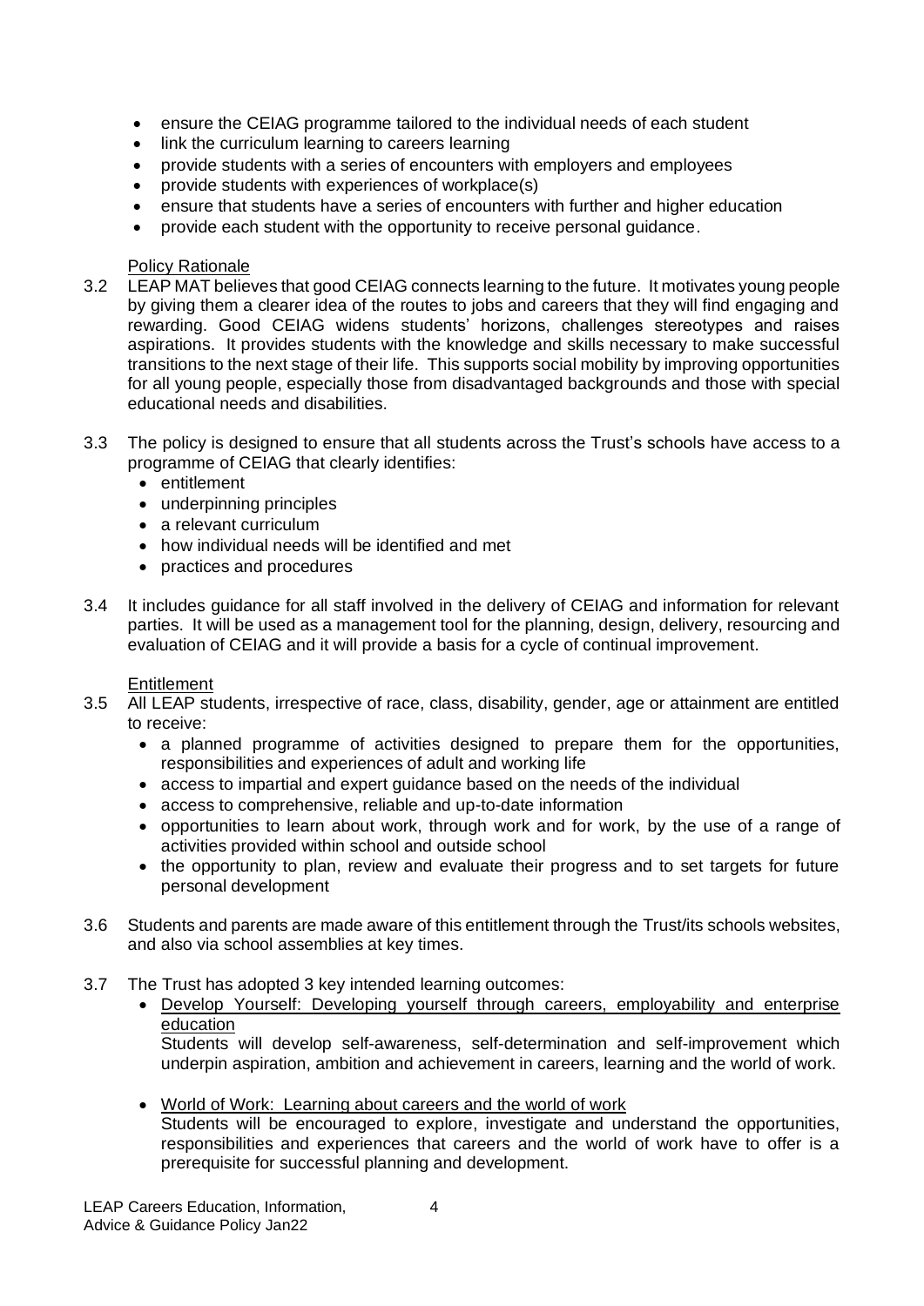- ensure the CEIAG programme tailored to the individual needs of each student
- link the curriculum learning to careers learning
- provide students with a series of encounters with employers and employees
- provide students with experiences of workplace(s)
- ensure that students have a series of encounters with further and higher education
- provide each student with the opportunity to receive personal guidance.

Policy Rationale

3.2 LEAP MAT believes that good CEIAG connects learning to the future. It motivates young people by giving them a clearer idea of the routes to jobs and careers that they will find engaging and rewarding. Good CEIAG widens students' horizons, challenges stereotypes and raises aspirations. It provides students with the knowledge and skills necessary to make successful transitions to the next stage of their life. This supports social mobility by improving opportunities for all young people, especially those from disadvantaged backgrounds and those with special educational needs and disabilities.

3.3 The policy is designed to ensure that all students across the Trust's schools have access to a programme of CEIAG that clearly identifies:

- entitlement
- underpinning principles
- a relevant curriculum
- how individual needs will be identified and met
- practices and procedures

3.4 It includes guidance for all staff involved in the delivery of CEIAG and information for relevant parties. It will be used as a management tool for the planning, design, delivery, resourcing and evaluation of CEIAG and it will provide a basis for a cycle of continual improvement.

Entitlement

3.5 All LEAP students, irrespective of race, class, disability, gender, age or attainment are entitled to receive:

- a planned programme of activities designed to prepare them for the opportunities, responsibilities and experiences of adult and working life
- access to impartial and expert guidance based on the needs of the individual
- access to comprehensive, reliable and up-to-date information
- opportunities to learn about work, through work and for work, by the use of a range of activities provided within school and outside school
- the opportunity to plan, review and evaluate their progress and to set targets for future personal development

3.6 Students and parents are made aware of this entitlement through the Trust/its schools websites, and also via school assemblies at key times.

3.7 The Trust has adopted 3 key intended learning outcomes:

- Develop Yourself: Developing yourself through careers, employability and enterprise education

  Students will develop self-awareness, self-determination and self-improvement which underpin aspiration, ambition and achievement in careers, learning and the world of work.

- World of Work: Learning about careers and the world of work

  Students will be encouraged to explore, investigate and understand the opportunities, responsibilities and experiences that careers and the world of work have to offer is a prerequisite for successful planning and development.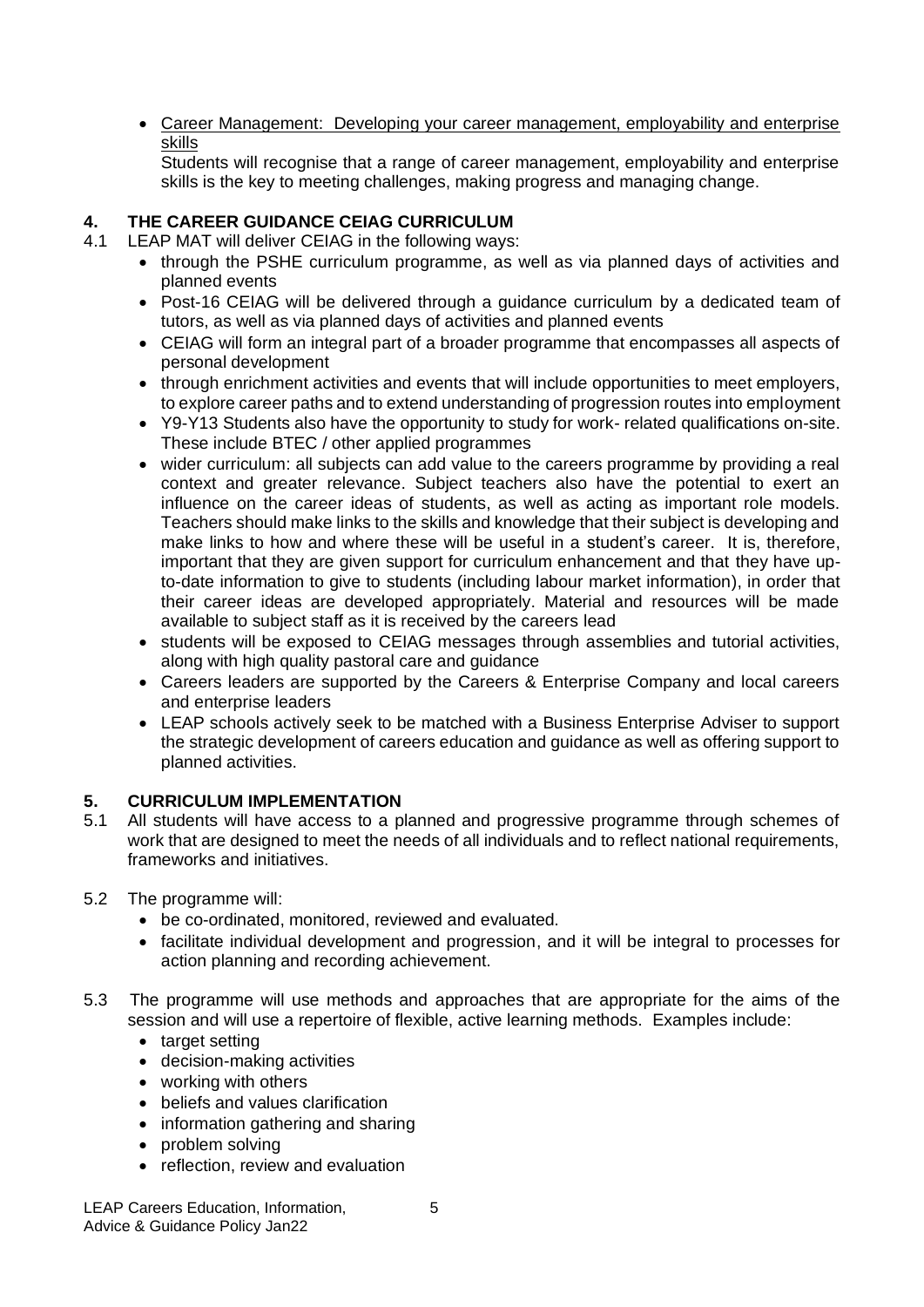- Career Management: Developing your career management, employability and enterprise skills

  Students will recognise that a range of career management, employability and enterprise skills is the key to meeting challenges, making progress and managing change.

## 4. THE CAREER GUIDANCE CEIAG CURRICULUM

4.1 LEAP MAT will deliver CEIAG in the following ways:

- through the PSHE curriculum programme, as well as via planned days of activities and planned events
- Post-16 CEIAG will be delivered through a guidance curriculum by a dedicated team of tutors, as well as via planned days of activities and planned events
- CEIAG will form an integral part of a broader programme that encompasses all aspects of personal development
- through enrichment activities and events that will include opportunities to meet employers, to explore career paths and to extend understanding of progression routes into employment
- Y9-Y13 Students also have the opportunity to study for work- related qualifications on-site. These include BTEC / other applied programmes
- wider curriculum: all subjects can add value to the careers programme by providing a real context and greater relevance. Subject teachers also have the potential to exert an influence on the career ideas of students, as well as acting as important role models. Teachers should make links to the skills and knowledge that their subject is developing and make links to how and where these will be useful in a student's career. It is, therefore, important that they are given support for curriculum enhancement and that they have up-to-date information to give to students (including labour market information), in order that their career ideas are developed appropriately. Material and resources will be made available to subject staff as it is received by the careers lead
- students will be exposed to CEIAG messages through assemblies and tutorial activities, along with high quality pastoral care and guidance
- Careers leaders are supported by the Careers & Enterprise Company and local careers and enterprise leaders
- LEAP schools actively seek to be matched with a Business Enterprise Adviser to support the strategic development of careers education and guidance as well as offering support to planned activities.

## 5. CURRICULUM IMPLEMENTATION

5.1 All students will have access to a planned and progressive programme through schemes of work that are designed to meet the needs of all individuals and to reflect national requirements, frameworks and initiatives.

5.2 The programme will:

- be co-ordinated, monitored, reviewed and evaluated.
- facilitate individual development and progression, and it will be integral to processes for action planning and recording achievement.

5.3 The programme will use methods and approaches that are appropriate for the aims of the session and will use a repertoire of flexible, active learning methods. Examples include:

- target setting
- decision-making activities
- working with others
- beliefs and values clarification
- information gathering and sharing
- problem solving
- reflection, review and evaluation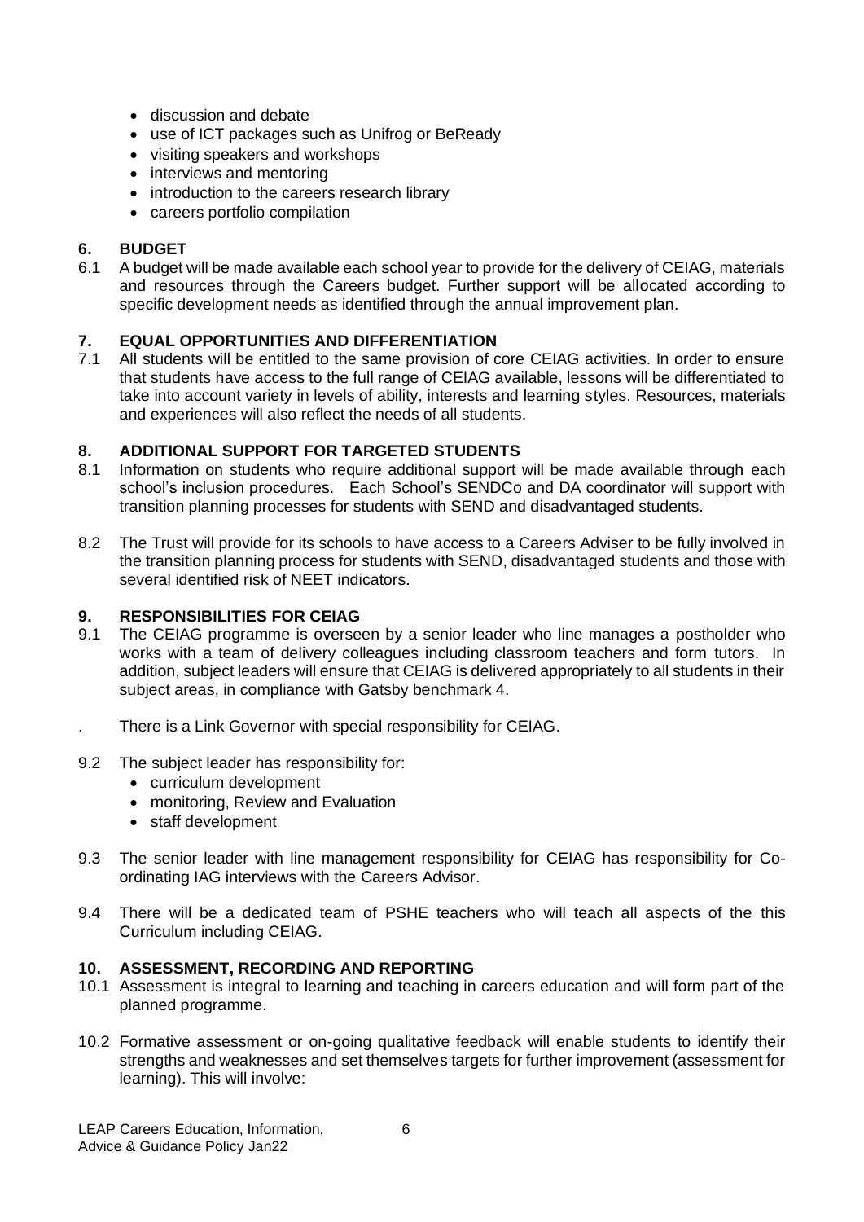- discussion and debate
- use of ICT packages such as Unifrog or BeReady
- visiting speakers and workshops
- interviews and mentoring
- introduction to the careers research library
- careers portfolio compilation

## 6. BUDGET

6.1 A budget will be made available each school year to provide for the delivery of CEIAG, materials and resources through the Careers budget. Further support will be allocated according to specific development needs as identified through the annual improvement plan.

## 7. EQUAL OPPORTUNITIES AND DIFFERENTIATION

7.1 All students will be entitled to the same provision of core CEIAG activities. In order to ensure that students have access to the full range of CEIAG available, lessons will be differentiated to take into account variety in levels of ability, interests and learning styles. Resources, materials and experiences will also reflect the needs of all students.

## 8. ADDITIONAL SUPPORT FOR TARGETED STUDENTS

8.1 Information on students who require additional support will be made available through each school's inclusion procedures. Each School's SENDCo and DA coordinator will support with transition planning processes for students with SEND and disadvantaged students.

8.2 The Trust will provide for its schools to have access to a Careers Adviser to be fully involved in the transition planning process for students with SEND, disadvantaged students and those with several identified risk of NEET indicators.

## 9. RESPONSIBILITIES FOR CEIAG

9.1 The CEIAG programme is overseen by a senior leader who line manages a postholder who works with a team of delivery colleagues including classroom teachers and form tutors. In addition, subject leaders will ensure that CEIAG is delivered appropriately to all students in their subject areas, in compliance with Gatsby benchmark 4.

. There is a Link Governor with special responsibility for CEIAG.

9.2 The subject leader has responsibility for:

- curriculum development
- monitoring, Review and Evaluation
- staff development

9.3 The senior leader with line management responsibility for CEIAG has responsibility for Co-ordinating IAG interviews with the Careers Advisor.

9.4 There will be a dedicated team of PSHE teachers who will teach all aspects of the this Curriculum including CEIAG.

## 10. ASSESSMENT, RECORDING AND REPORTING

10.1 Assessment is integral to learning and teaching in careers education and will form part of the planned programme.

10.2 Formative assessment or on-going qualitative feedback will enable students to identify their strengths and weaknesses and set themselves targets for further improvement (assessment for learning). This will involve: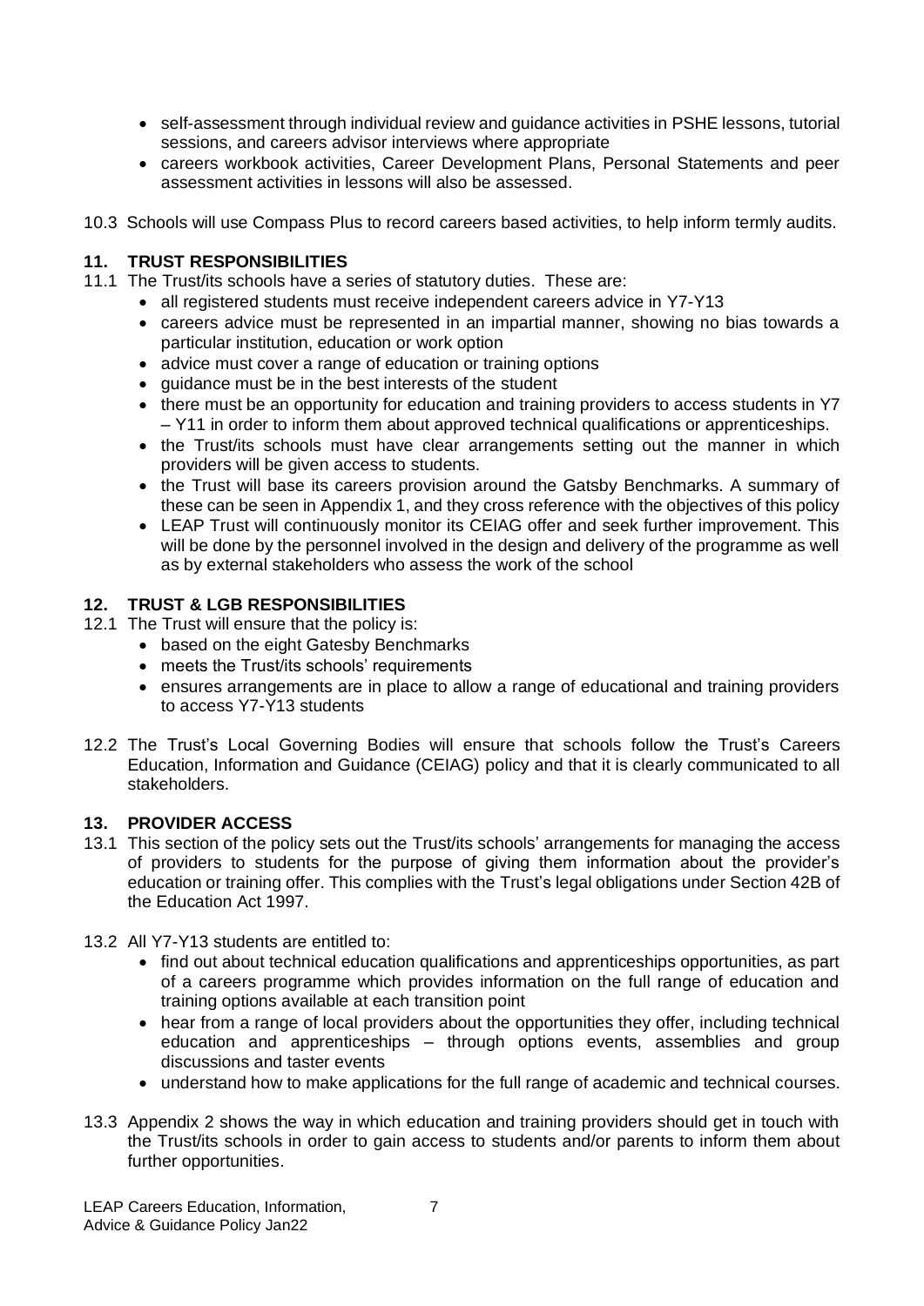- self-assessment through individual review and guidance activities in PSHE lessons, tutorial sessions, and careers advisor interviews where appropriate
- careers workbook activities, Career Development Plans, Personal Statements and peer assessment activities in lessons will also be assessed.

10.3 Schools will use Compass Plus to record careers based activities, to help inform termly audits.

## 11. TRUST RESPONSIBILITIES

11.1 The Trust/its schools have a series of statutory duties. These are:

- all registered students must receive independent careers advice in Y7-Y13
- careers advice must be represented in an impartial manner, showing no bias towards a particular institution, education or work option
- advice must cover a range of education or training options
- guidance must be in the best interests of the student
- there must be an opportunity for education and training providers to access students in Y7 – Y11 in order to inform them about approved technical qualifications or apprenticeships.
- the Trust/its schools must have clear arrangements setting out the manner in which providers will be given access to students.
- the Trust will base its careers provision around the Gatsby Benchmarks. A summary of these can be seen in Appendix 1, and they cross reference with the objectives of this policy
- LEAP Trust will continuously monitor its CEIAG offer and seek further improvement. This will be done by the personnel involved in the design and delivery of the programme as well as by external stakeholders who assess the work of the school

## 12. TRUST & LGB RESPONSIBILITIES

12.1 The Trust will ensure that the policy is:

- based on the eight Gatesby Benchmarks
- meets the Trust/its schools' requirements
- ensures arrangements are in place to allow a range of educational and training providers to access Y7-Y13 students

12.2 The Trust's Local Governing Bodies will ensure that schools follow the Trust's Careers Education, Information and Guidance (CEIAG) policy and that it is clearly communicated to all stakeholders.

## 13. PROVIDER ACCESS

13.1 This section of the policy sets out the Trust/its schools' arrangements for managing the access of providers to students for the purpose of giving them information about the provider's education or training offer. This complies with the Trust's legal obligations under Section 42B of the Education Act 1997.

13.2 All Y7-Y13 students are entitled to:

- find out about technical education qualifications and apprenticeships opportunities, as part of a careers programme which provides information on the full range of education and training options available at each transition point
- hear from a range of local providers about the opportunities they offer, including technical education and apprenticeships – through options events, assemblies and group discussions and taster events
- understand how to make applications for the full range of academic and technical courses.

13.3 Appendix 2 shows the way in which education and training providers should get in touch with the Trust/its schools in order to gain access to students and/or parents to inform them about further opportunities.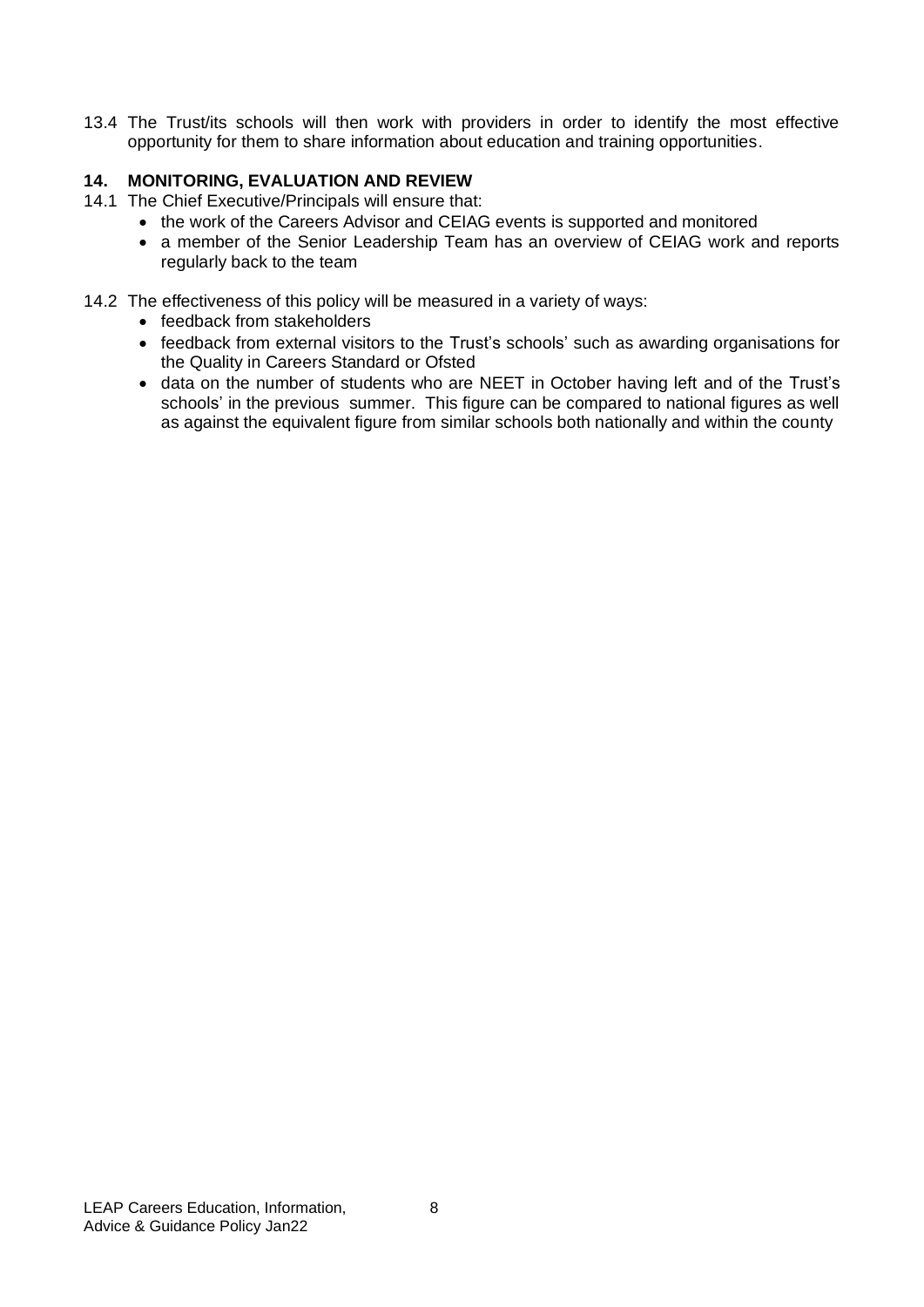13.4 The Trust/its schools will then work with providers in order to identify the most effective opportunity for them to share information about education and training opportunities.

## 14. MONITORING, EVALUATION AND REVIEW

14.1 The Chief Executive/Principals will ensure that:

- the work of the Careers Advisor and CEIAG events is supported and monitored
- a member of the Senior Leadership Team has an overview of CEIAG work and reports regularly back to the team

14.2 The effectiveness of this policy will be measured in a variety of ways:

- feedback from stakeholders
- feedback from external visitors to the Trust's schools' such as awarding organisations for the Quality in Careers Standard or Ofsted
- data on the number of students who are NEET in October having left and of the Trust's schools' in the previous summer. This figure can be compared to national figures as well as against the equivalent figure from similar schools both nationally and within the county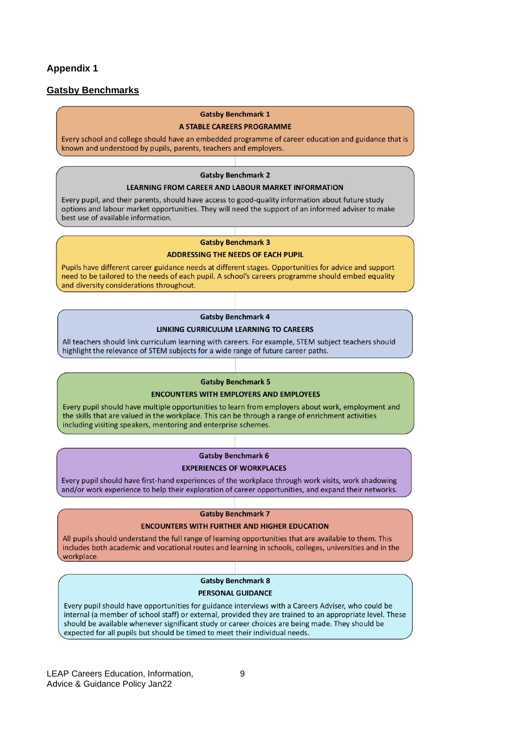## Appendix 1

### Gatsby Benchmarks

**Gatsby Benchmark 1**

**A STABLE CAREERS PROGRAMME**

Every school and college should have an embedded programme of career education and guidance that is known and understood by pupils, parents, teachers and employers.

**Gatsby Benchmark 2**

**LEARNING FROM CAREER AND LABOUR MARKET INFORMATION**

Every pupil, and their parents, should have access to good-quality information about future study options and labour market opportunities. They will need the support of an informed adviser to make best use of available information.

**Gatsby Benchmark 3**

**ADDRESSING THE NEEDS OF EACH PUPIL**

Pupils have different career guidance needs at different stages. Opportunities for advice and support need to be tailored to the needs of each pupil. A school's careers programme should embed equality and diversity considerations throughout.

**Gatsby Benchmark 4**

**LINKING CURRICULUM LEARNING TO CAREERS**

All teachers should link curriculum learning with careers. For example, STEM subject teachers should highlight the relevance of STEM subjects for a wide range of future career paths.

**Gatsby Benchmark 5**

**ENCOUNTERS WITH EMPLOYERS AND EMPLOYEES**

Every pupil should have multiple opportunities to learn from employers about work, employment and the skills that are valued in the workplace. This can be through a range of enrichment activities including visiting speakers, mentoring and enterprise schemes.

**Gatsby Benchmark 6**

**EXPERIENCES OF WORKPLACES**

Every pupil should have first-hand experiences of the workplace through work visits, work shadowing and/or work experience to help their exploration of career opportunities, and expand their networks.

**Gatsby Benchmark 7**

**ENCOUNTERS WITH FURTHER AND HIGHER EDUCATION**

All pupils should understand the full range of learning opportunities that are available to them. This includes both academic and vocational routes and learning in schools, colleges, universities and in the workplace.

**Gatsby Benchmark 8**

**PERSONAL GUIDANCE**

Every pupil should have opportunities for guidance interviews with a Careers Adviser, who could be internal (a member of school staff) or external, provided they are trained to an appropriate level. These should be available whenever significant study or career choices are being made. They should be expected for all pupils but should be timed to meet their individual needs.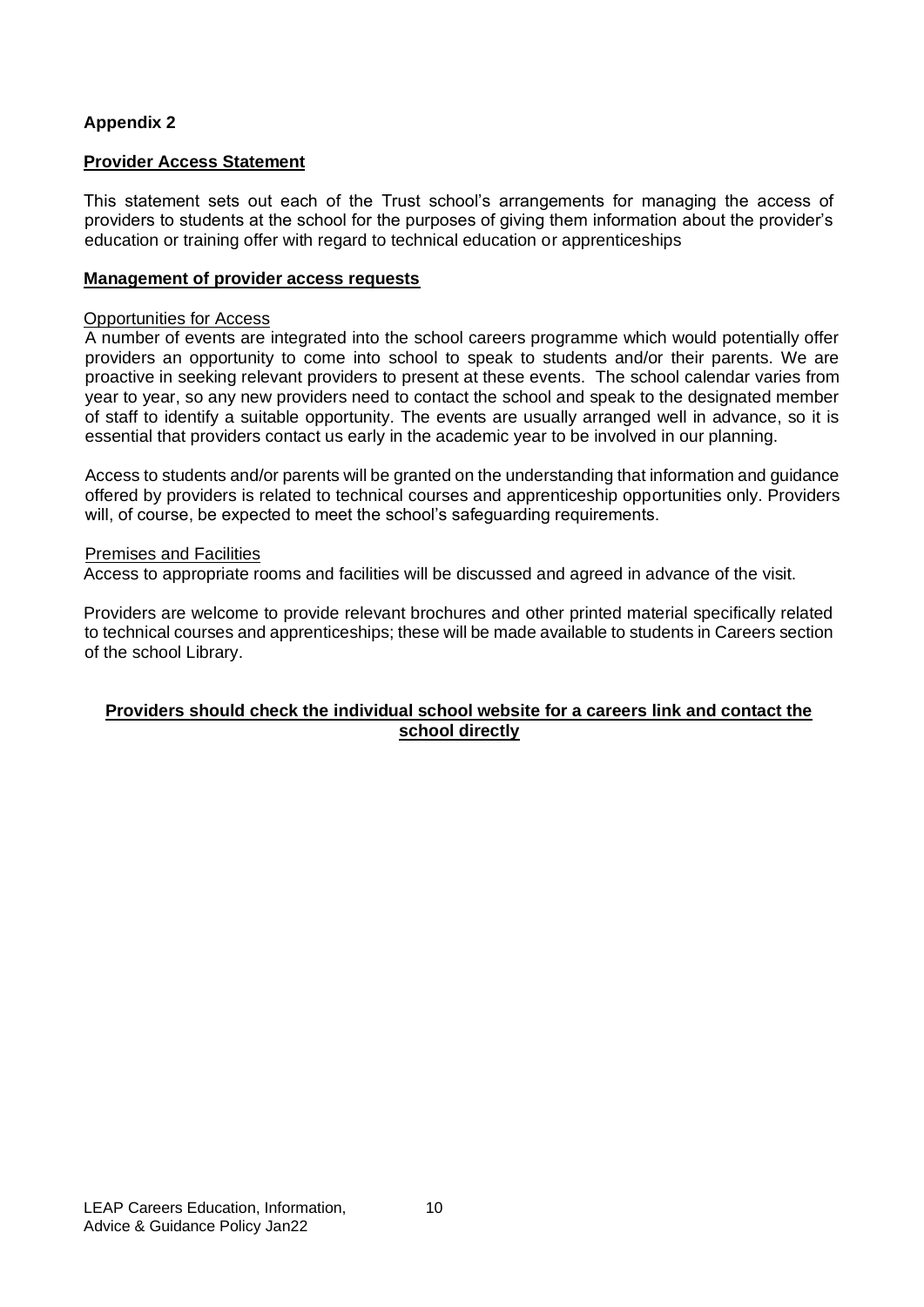**Appendix 2**

**Provider Access Statement**

This statement sets out each of the Trust school's arrangements for managing the access of providers to students at the school for the purposes of giving them information about the provider's education or training offer with regard to technical education or apprenticeships

**Management of provider access requests**

Opportunities for Access

A number of events are integrated into the school careers programme which would potentially offer providers an opportunity to come into school to speak to students and/or their parents. We are proactive in seeking relevant providers to present at these events. The school calendar varies from year to year, so any new providers need to contact the school and speak to the designated member of staff to identify a suitable opportunity. The events are usually arranged well in advance, so it is essential that providers contact us early in the academic year to be involved in our planning.

Access to students and/or parents will be granted on the understanding that information and guidance offered by providers is related to technical courses and apprenticeship opportunities only. Providers will, of course, be expected to meet the school's safeguarding requirements.

Premises and Facilities

Access to appropriate rooms and facilities will be discussed and agreed in advance of the visit.

Providers are welcome to provide relevant brochures and other printed material specifically related to technical courses and apprenticeships; these will be made available to students in Careers section of the school Library.

**Providers should check the individual school website for a careers link and contact the school directly**